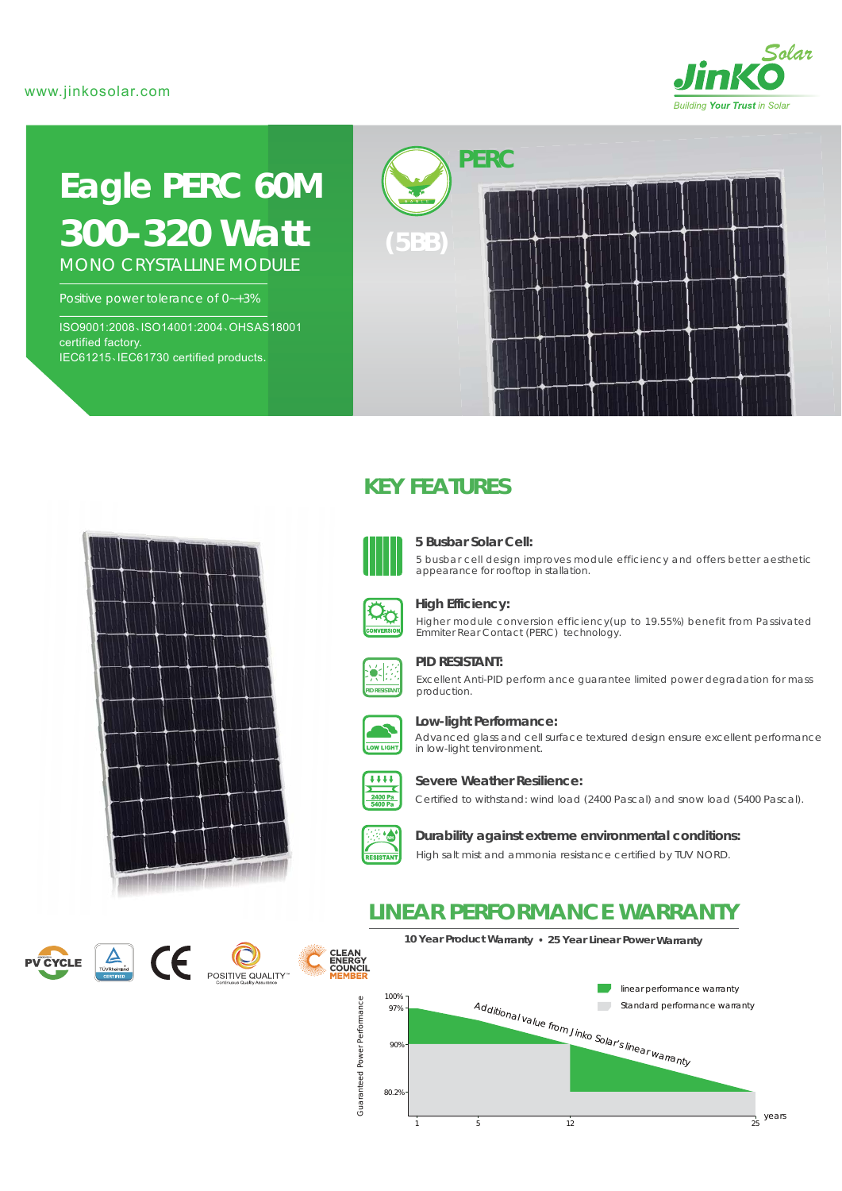www.jinkosolar.com

JinKO Solar
Building Your Trust in Solar

# Eagle PERC 60M
# 300-320 Watt

MONO CRYSTALLINE MODULE

Positive power tolerance of 0~+3%

ISO9001:2008、ISO14001:2004、OHSAS18001 certified factory.
IEC61215、IEC61730 certified products.

PERC
(5BB)

## KEY FEATURES

**5 Busbar Solar Cell:**
5 busbar cell design improves module efficiency and offers better aesthetic appearance for rooftop installation.

**High Efficiency:**
Higher module conversion efficiency(up to 19.55%) benefit from Passivated Emmiter Rear Contact (PERC) technology.

**PID RESISTANT:**
Excellent Anti-PID performance guarantee limited power degradation for mass production.

**Low-light Performance:**
Advanced glass and cell surface textured design ensure excellent performance in low-light environment.

**Severe Weather Resilience:**
Certified to withstand: wind load (2400 Pascal) and snow load (5400 Pascal).

**Durability against extreme environmental conditions:**
High salt mist and ammonia resistance certified by TUV NORD.

## LINEAR PERFORMANCE WARRANTY

**10 Year Product Warranty • 25 Year Linear Power Warranty**

Guaranteed Power Performance: 100%, 97%, 90%, 80.2%
Years: 1, 5, 12, 25

Additional value from Jinko Solar's linear warranty

- linear performance warranty
- Standard performance warranty

PV CYCLE | TÜVRheinland CERTIFIED | CE | POSITIVE QUALITY™ Continuous Quality Assurance | CLEAN ENERGY COUNCIL MEMBER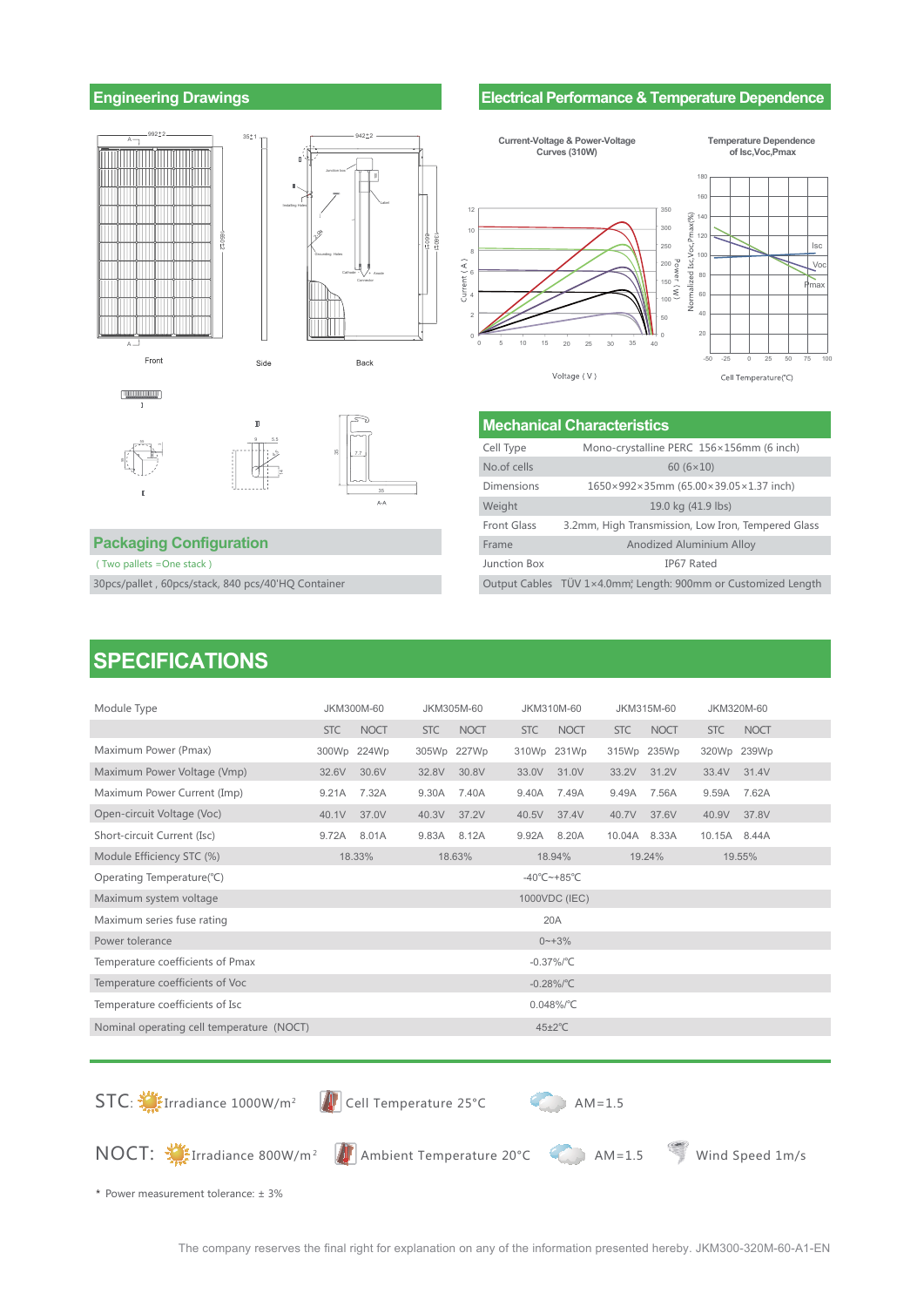## Engineering Drawings

992±2

35±1

942±2

Front

Side

Back

Junction box

Label

Installing Holes

Grounding Holes

Cathode

Anode

Connector

A-A

## Electrical Performance & Temperature Dependence

Current-Voltage & Power-Voltage Curves (310W)

Current ( A )

Power ( W )

Voltage ( V )

0 5 10 15 20 25 30 35 40

0 2 4 6 8 10 12

0 50 100 150 200 250 300 350

Temperature Dependence of Isc,Voc,Pmax

Normalized Isc,Voc,Pmax(%)

Cell Temperature(℃)

-50 -25 0 25 50 75 100

20 40 60 80 100 120 140 160 180

Isc

Voc

Pmax

## Mechanical Characteristics

| | |
|---|---|
| Cell Type | Mono-crystalline PERC 156×156mm (6 inch) |
| No.of cells | 60 (6×10) |
| Dimensions | 1650×992×35mm (65.00×39.05×1.37 inch) |
| Weight | 19.0 kg (41.9 lbs) |
| Front Glass | 3.2mm, High Transmission, Low Iron, Tempered Glass |
| Frame | Anodized Aluminium Alloy |
| Junction Box | IP67 Rated |
| Output Cables | TÜV 1×4.0mm², Length: 900mm or Customized Length |

## Packaging Configuration

( Two pallets =One stack )

30pcs/pallet , 60pcs/stack, 840 pcs/40'HQ Container

# SPECIFICATIONS

| Module Type | JKM300M-60 | | JKM305M-60 | | JKM310M-60 | | JKM315M-60 | | JKM320M-60 | |
|---|---|---|---|---|---|---|---|---|---|---|
| | STC | NOCT | STC | NOCT | STC | NOCT | STC | NOCT | STC | NOCT |
| Maximum Power (Pmax) | 300Wp | 224Wp | 305Wp | 227Wp | 310Wp | 231Wp | 315Wp | 235Wp | 320Wp | 239Wp |
| Maximum Power Voltage (Vmp) | 32.6V | 30.6V | 32.8V | 30.8V | 33.0V | 31.0V | 33.2V | 31.2V | 33.4V | 31.4V |
| Maximum Power Current (Imp) | 9.21A | 7.32A | 9.30A | 7.40A | 9.40A | 7.49A | 9.49A | 7.56A | 9.59A | 7.62A |
| Open-circuit Voltage (Voc) | 40.1V | 37.0V | 40.3V | 37.2V | 40.5V | 37.4V | 40.7V | 37.6V | 40.9V | 37.8V |
| Short-circuit Current (Isc) | 9.72A | 8.01A | 9.83A | 8.12A | 9.92A | 8.20A | 10.04A | 8.33A | 10.15A | 8.44A |
| Module Efficiency STC (%) | 18.33% | | 18.63% | | 18.94% | | 19.24% | | 19.55% | |
| Operating Temperature(℃) | -40℃~+85℃ | | | | | | | | | |
| Maximum system voltage | 1000VDC (IEC) | | | | | | | | | |
| Maximum series fuse rating | 20A | | | | | | | | | |
| Power tolerance | 0~+3% | | | | | | | | | |
| Temperature coefficients of Pmax | -0.37%/℃ | | | | | | | | | |
| Temperature coefficients of Voc | -0.28%/℃ | | | | | | | | | |
| Temperature coefficients of Isc | 0.048%/℃ | | | | | | | | | |
| Nominal operating cell temperature (NOCT) | 45±2℃ | | | | | | | | | |

STC: Irradiance 1000W/m² Cell Temperature 25°C AM=1.5

NOCT: Irradiance 800W/m² Ambient Temperature 20°C AM=1.5 Wind Speed 1m/s

\* Power measurement tolerance: ± 3%

The company reserves the final right for explanation on any of the information presented hereby. JKM300-320M-60-A1-EN